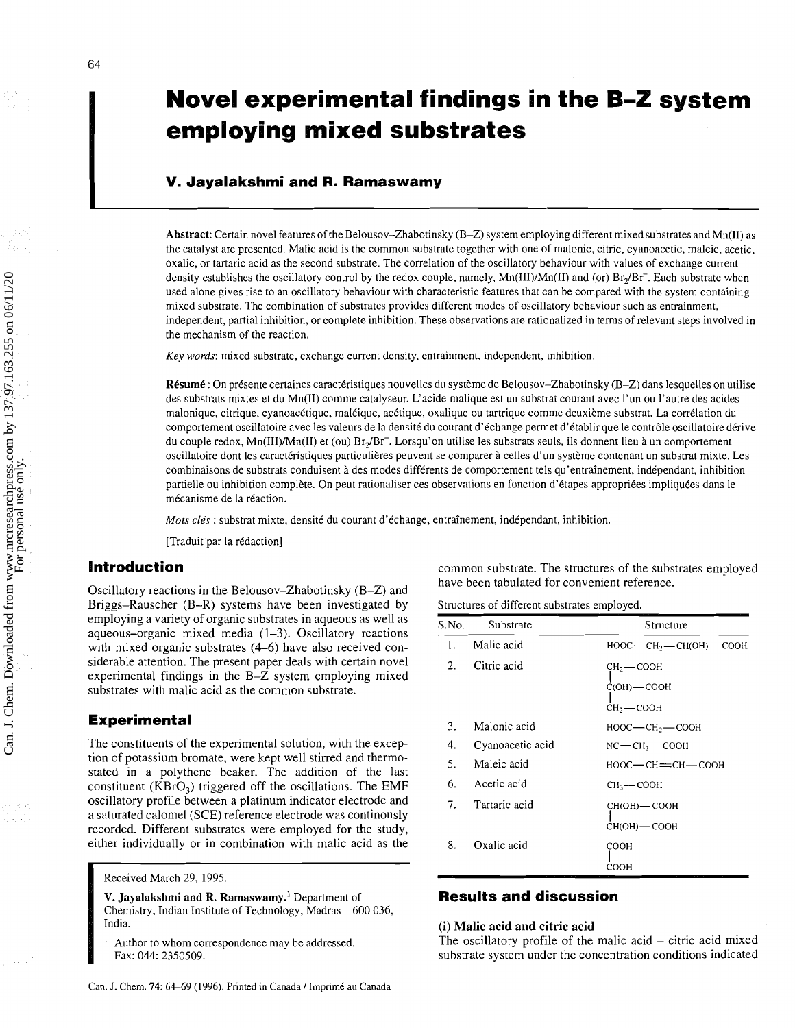# Novel experimental findings in the B–Z system employing mixed substrates

**V. Jayalakshmi and R. Ramaswamy**

**Abstract**: Certain novel features of the Belousov–Zhabotinsky (B–Z) system employing different mixed substrates and Mn(II) as the catalyst are presented. Malic acid is the common substrate together with one of malonic, citric, cyanoacetic, maleic, acetic, oxalic, or tartaric acid as the second substrate. The correlation of the oscillatory behaviour with values of exchange current density establishes the oscillatory control by the redox couple, namely, Mn(III)/Mn(II) and (or) $Br_2/Br^-$. Each substrate when used alone gives rise to an oscillatory behaviour with characteristic features that can be compared with the system containing mixed substrate. The combination of substrates provides different modes of oscillatory behaviour such as entrainment, independent, partial inhibition, or complete inhibition. These observations are rationalized in terms of relevant steps involved in the mechanism of the reaction.

*Key words*: mixed substrate, exchange current density, entrainment, independent, inhibition.

**Résumé** : On présente certaines caractéristiques nouvelles du système de Belousov–Zhabotinsky (B–Z) dans lesquelles on utilise des substrats mixtes et du Mn(II) comme catalyseur. L'acide malique est un substrat courant avec l'un ou l'autre des acides malonique, citrique, cyanoacétique, maléique, acétique, oxalique ou tartrique comme deuxième substrat. La corrélation du comportement oscillatoire avec les valeurs de la densité du courant d'échange permet d'établir que le contrôle oscillatoire dérive du couple redox, Mn(III)/Mn(II) et (ou) $Br_2/Br^-$. Lorsqu'on utilise les substrats seuls, ils donnent lieu à un comportement oscillatoire dont les caractéristiques particulières peuvent se comparer à celles d'un système contenant un substrat mixte. Les combinaisons de substrats conduisent à des modes différents de comportement tels qu'entraînement, indépendant, inhibition partielle ou inhibition complète. On peut rationaliser ces observations en fonction d'étapes appropriées impliquées dans le mécanisme de la réaction.

*Mots clés* : substrat mixte, densité du courant d'échange, entraînement, indépendant, inhibition.

[Traduit par la rédaction]

## Introduction

Oscillatory reactions in the Belousov–Zhabotinsky (B–Z) and Briggs–Rauscher (B–R) systems have been investigated by employing a variety of organic substrates in aqueous as well as aqueous–organic mixed media (1–3). Oscillatory reactions with mixed organic substrates (4–6) have also received considerable attention. The present paper deals with certain novel experimental findings in the B–Z system employing mixed substrates with malic acid as the common substrate.

## Experimental

The constituents of the experimental solution, with the exception of potassium bromate, were kept well stirred and thermostated in a polythene beaker. The addition of the last constituent ($KBrO_3$) triggered off the oscillations. The EMF oscillatory profile between a platinum indicator electrode and a saturated calomel (SCE) reference electrode was continously recorded. Different substrates were employed for the study, either individually or in combination with malic acid as the common substrate. The structures of the substrates employed have been tabulated for convenient reference.

Structures of different substrates employed.

| S.No. | Substrate | Structure |
|---|---|---|
| 1. | Malic acid | HOOC—$CH_2$—CH(OH)—COOH |
| 2. | Citric acid | $CH_2$—COOH / C(OH)—COOH / $CH_2$—COOH |
| 3. | Malonic acid | HOOC—$CH_2$—COOH |
| 4. | Cyanoacetic acid | NC—$CH_2$—COOH |
| 5. | Maleic acid | HOOC—CH=CH—COOH |
| 6. | Acetic acid | $CH_3$—COOH |
| 7. | Tartaric acid | CH(OH)—COOH / CH(OH)—COOH |
| 8. | Oxalic acid | COOH / COOH |

Received March 29, 1995.

**V. Jayalakshmi and R. Ramaswamy.**[1] Department of Chemistry, Indian Institute of Technology, Madras – 600 036, India.

[1] Author to whom correspondence may be addressed. Fax: 044: 2350509.

## Results and discussion

### (i) Malic acid and citric acid

The oscillatory profile of the malic acid – citric acid mixed substrate system under the concentration conditions indicated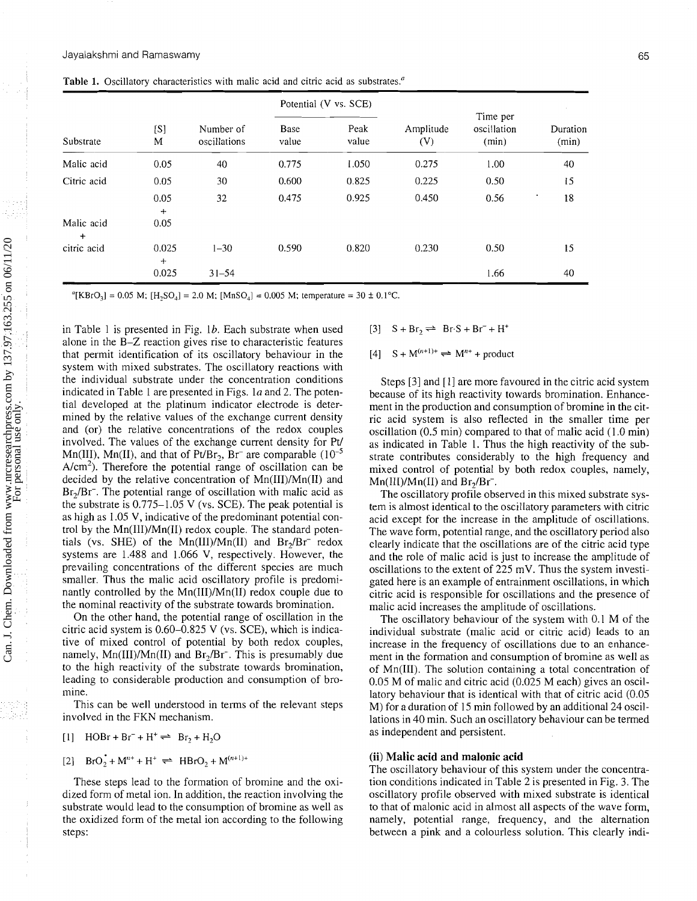**Table 1.** Oscillatory characteristics with malic acid and citric acid as substrates.[a]

| Substrate | [S] M | Number of oscillations | Potential (V vs. SCE) Base value | Peak value | Amplitude (V) | Time per oscillation (min) | Duration (min) |
|---|---|---|---|---|---|---|---|
| Malic acid | 0.05 | 40 | 0.775 | 1.050 | 0.275 | 1.00 | 40 |
| Citric acid | 0.05 | 30 | 0.600 | 0.825 | 0.225 | 0.50 | 15 |
| Malic acid + citric acid | 0.05 + 0.05 | 32 | 0.475 | 0.925 | 0.450 | 0.56 | 18 |
| | 0.025 + 0.025 | 1–30 | 0.590 | 0.820 | 0.230 | 0.50 | 15 |
| | | 31–54 | | | | 1.66 | 40 |

[a] $[KBrO_3]$ = 0.05 M; $[H_2SO_4]$ = 2.0 M; $[MnSO_4]$ = 0.005 M; temperature = 30 ± 0.1°C.

in Table 1 is presented in Fig. 1*b*. Each substrate when used alone in the B–Z reaction gives rise to characteristic features that permit identification of its oscillatory behaviour in the system with mixed substrates. The oscillatory reactions with the individual substrate under the concentration conditions indicated in Table 1 are presented in Figs. 1*a* and 2. The potential developed at the platinum indicator electrode is determined by the relative values of the exchange current density and (or) the relative concentrations of the redox couples involved. The values of the exchange current density for Pt/Mn(III), Mn(II), and that of Pt/$Br_2$, $Br^-$ are comparable ($10^{-5}$ A/cm$^2$). Therefore the potential range of oscillation can be decided by the relative concentration of Mn(III)/Mn(II) and $Br_2/Br^-$. The potential range of oscillation with malic acid as the substrate is 0.775–1.05 V (vs. SCE). The peak potential is as high as 1.05 V, indicative of the predominant potential control by the Mn(III)/Mn(II) redox couple. The standard potentials (vs. SHE) of the Mn(III)/Mn(II) and $Br_2/Br^-$ redox systems are 1.488 and 1.066 V, respectively. However, the prevailing concentrations of the different species are much smaller. Thus the malic acid oscillatory profile is predominantly controlled by the Mn(III)/Mn(II) redox couple due to the nominal reactivity of the substrate towards bromination.

On the other hand, the potential range of oscillation in the citric acid system is 0.60–0.825 V (vs. SCE), which is indicative of mixed control of potential by both redox couples, namely, Mn(III)/Mn(II) and $Br_2/Br^-$. This is presumably due to the high reactivity of the substrate towards bromination, leading to considerable production and consumption of bromine.

This can be well understood in terms of the relevant steps involved in the FKN mechanism.

[1] $HOBr + Br^- + H^+ \rightleftharpoons Br_2 + H_2O$

[2] $BrO_2^{\bullet} + M^{n+} + H^+ \rightleftharpoons HBrO_2 + M^{(n+1)+}$

These steps lead to the formation of bromine and the oxidized form of metal ion. In addition, the reaction involving the substrate would lead to the consumption of bromine as well as the oxidized form of the metal ion according to the following steps:

[3] $S + Br_2 \rightleftharpoons Br{\cdot}S + Br^- + H^+$

[4] $S + M^{(n+1)+} \rightleftharpoons M^{n+} + \text{product}$

Steps [3] and [1] are more favoured in the citric acid system because of its high reactivity towards bromination. Enhancement in the production and consumption of bromine in the citric acid system is also reflected in the smaller time per oscillation (0.5 min) compared to that of malic acid (1.0 min) as indicated in Table 1. Thus the high reactivity of the substrate contributes considerably to the high frequency and mixed control of potential by both redox couples, namely, Mn(III)/Mn(II) and $Br_2/Br^-$.

The oscillatory profile observed in this mixed substrate system is almost identical to the oscillatory parameters with citric acid except for the increase in the amplitude of oscillations. The wave form, potential range, and the oscillatory period also clearly indicate that the oscillations are of the citric acid type and the role of malic acid is just to increase the amplitude of oscillations to the extent of 225 mV. Thus the system investigated here is an example of entrainment oscillations, in which citric acid is responsible for oscillations and the presence of malic acid increases the amplitude of oscillations.

The oscillatory behaviour of the system with 0.1 M of the individual substrate (malic acid or citric acid) leads to an increase in the frequency of oscillations due to an enhancement in the formation and consumption of bromine as well as of Mn(III). The solution containing a total concentration of 0.05 M of malic and citric acid (0.025 M each) gives an oscillatory behaviour that is identical with that of citric acid (0.05 M) for a duration of 15 min followed by an additional 24 oscillations in 40 min. Such an oscillatory behaviour can be termed as independent and persistent.

### (ii) Malic acid and malonic acid

The oscillatory behaviour of this system under the concentration conditions indicated in Table 2 is presented in Fig. 3. The oscillatory profile observed with mixed substrate is identical to that of malonic acid in almost all aspects of the wave form, namely, potential range, frequency, and the alternation between a pink and a colourless solution. This clearly indi-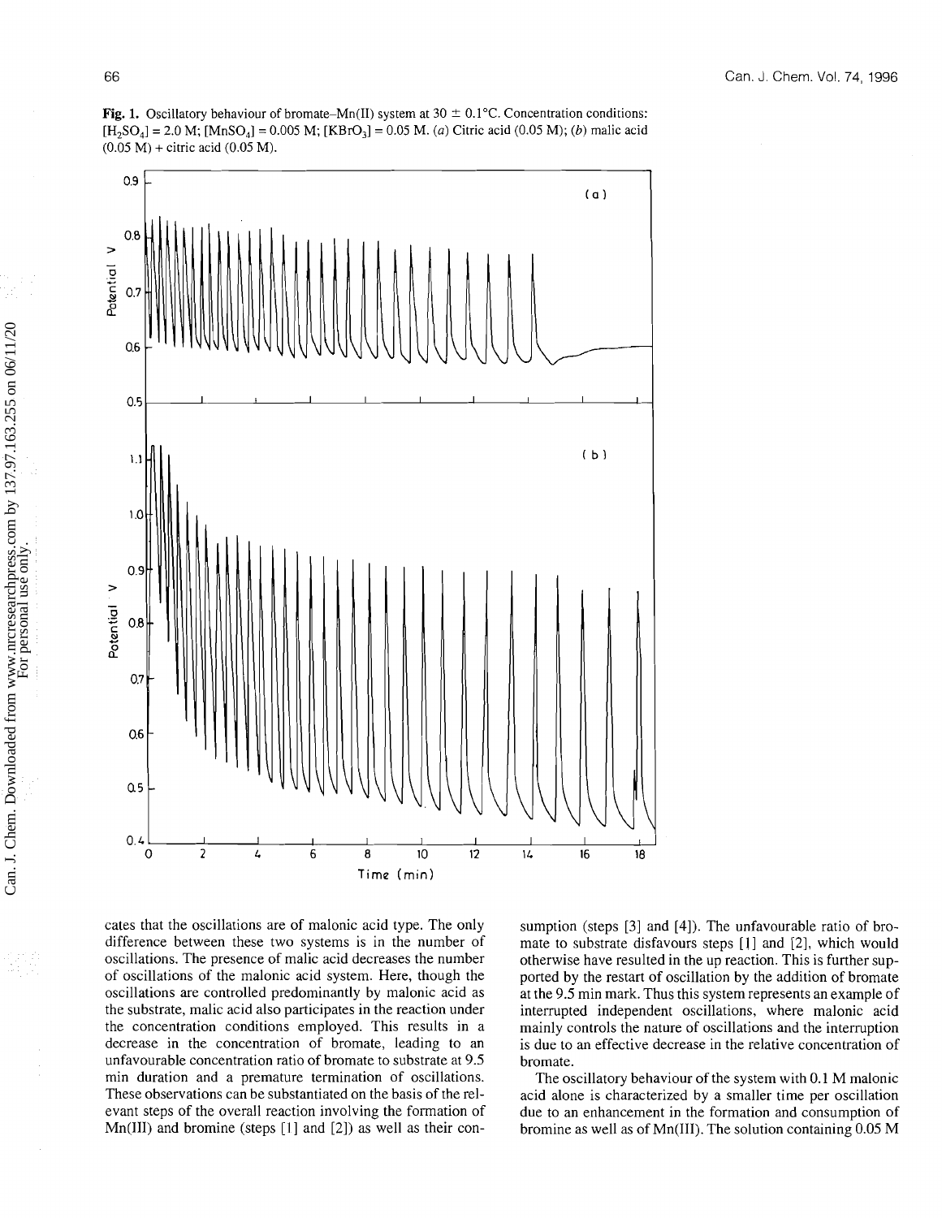**Fig. 1.** Oscillatory behaviour of bromate–Mn(II) system at 30 ± 0.1°C. Concentration conditions: $[H_2SO_4] = 2.0$ M; $[MnSO_4] = 0.005$ M; $[KBrO_3] = 0.05$ M. (*a*) Citric acid (0.05 M); (*b*) malic acid (0.05 M) + citric acid (0.05 M).

cates that the oscillations are of malonic acid type. The only difference between these two systems is in the number of oscillations. The presence of malic acid decreases the number of oscillations of the malonic acid system. Here, though the oscillations are controlled predominantly by malonic acid as the substrate, malic acid also participates in the reaction under the concentration conditions employed. This results in a decrease in the concentration of bromate, leading to an unfavourable concentration ratio of bromate to substrate at 9.5 min duration and a premature termination of oscillations. These observations can be substantiated on the basis of the relevant steps of the overall reaction involving the formation of Mn(III) and bromine (steps [1] and [2]) as well as their consumption (steps [3] and [4]). The unfavourable ratio of bromate to substrate disfavours steps [1] and [2], which would otherwise have resulted in the up reaction. This is further supported by the restart of oscillation by the addition of bromate at the 9.5 min mark. Thus this system represents an example of interrupted independent oscillations, where malonic acid mainly controls the nature of oscillations and the interruption is due to an effective decrease in the relative concentration of bromate.

The oscillatory behaviour of the system with 0.1 M malonic acid alone is characterized by a smaller time per oscillation due to an enhancement in the formation and consumption of bromine as well as of Mn(III). The solution containing 0.05 M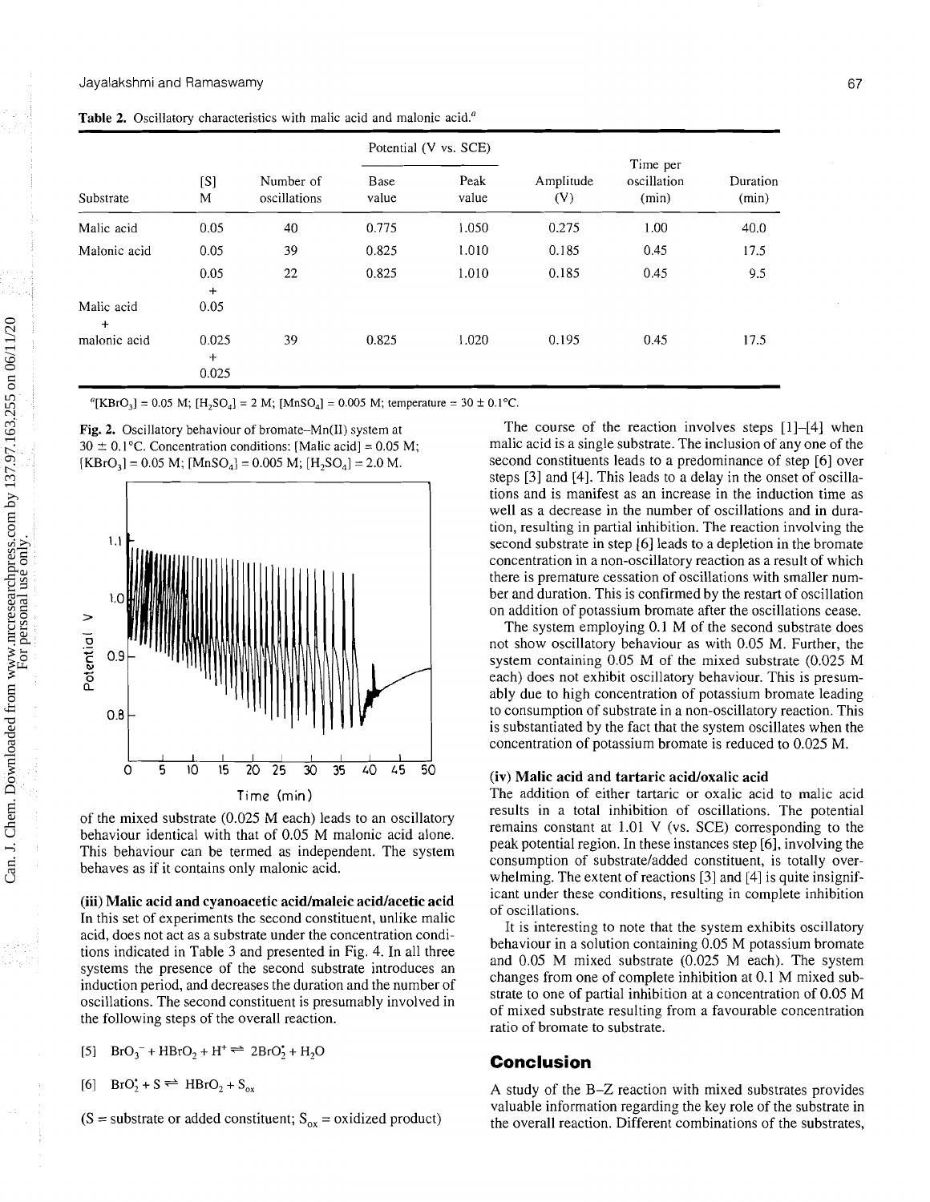**Table 2.** Oscillatory characteristics with malic acid and malonic acid.[a]

| Substrate | [S] M | Number of oscillations | Potential (V vs. SCE) Base value | Potential (V vs. SCE) Peak value | Amplitude (V) | Time per oscillation (min) | Duration (min) |
|---|---|---|---|---|---|---|---|
| Malic acid | 0.05 | 40 | 0.775 | 1.050 | 0.275 | 1.00 | 40.0 |
| Malonic acid | 0.05 | 39 | 0.825 | 1.010 | 0.185 | 0.45 | 17.5 |
| Malic acid + malonic acid | 0.05 + 0.05 | 22 | 0.825 | 1.010 | 0.185 | 0.45 | 9.5 |
| | 0.025 + 0.025 | 39 | 0.825 | 1.020 | 0.195 | 0.45 | 17.5 |

[a] $[KBrO_3]$ = 0.05 M; $[H_2SO_4]$ = 2 M; $[MnSO_4]$ = 0.005 M; temperature = 30 ± 0.1°C.

**Fig. 2.** Oscillatory behaviour of bromate–Mn(II) system at 30 ± 0.1°C. Concentration conditions: [Malic acid] = 0.05 M; $[KBrO_3]$ = 0.05 M; $[MnSO_4]$ = 0.005 M; $[H_2SO_4]$ = 2.0 M.

of the mixed substrate (0.025 M each) leads to an oscillatory behaviour identical with that of 0.05 M malonic acid alone. This behaviour can be termed as independent. The system behaves as if it contains only malonic acid.

### (iii) Malic acid and cyanoacetic acid/maleic acid/acetic acid

In this set of experiments the second constituent, unlike malic acid, does not act as a substrate under the concentration conditions indicated in Table 3 and presented in Fig. 4. In all three systems the presence of the second substrate introduces an induction period, and decreases the duration and the number of oscillations. The second constituent is presumably involved in the following steps of the overall reaction.

[5] $BrO_3^- + HBrO_2 + H^+ \rightleftharpoons 2BrO_2^{\bullet} + H_2O$

[6] $BrO_2^{\bullet} + S \rightleftharpoons HBrO_2 + S_{ox}$

(S = substrate or added constituent; $S_{ox}$ = oxidized product)

The course of the reaction involves steps [1]–[4] when malic acid is a single substrate. The inclusion of any one of the second constituents leads to a predominance of step [6] over steps [3] and [4]. This leads to a delay in the onset of oscillations and is manifest as an increase in the induction time as well as a decrease in the number of oscillations and in duration, resulting in partial inhibition. The reaction involving the second substrate in step [6] leads to a depletion in the bromate concentration in a non-oscillatory reaction as a result of which there is premature cessation of oscillations with smaller number and duration. This is confirmed by the restart of oscillation on addition of potassium bromate after the oscillations cease.

The system employing 0.1 M of the second substrate does not show oscillatory behaviour as with 0.05 M. Further, the system containing 0.05 M of the mixed substrate (0.025 M each) does not exhibit oscillatory behaviour. This is presumably due to high concentration of potassium bromate leading to consumption of substrate in a non-oscillatory reaction. This is substantiated by the fact that the system oscillates when the concentration of potassium bromate is reduced to 0.025 M.

### (iv) Malic acid and tartaric acid/oxalic acid

The addition of either tartaric or oxalic acid to malic acid results in a total inhibition of oscillations. The potential remains constant at 1.01 V (vs. SCE) corresponding to the peak potential region. In these instances step [6], involving the consumption of substrate/added constituent, is totally overwhelming. The extent of reactions [3] and [4] is quite insignificant under these conditions, resulting in complete inhibition of oscillations.

It is interesting to note that the system exhibits oscillatory behaviour in a solution containing 0.05 M potassium bromate and 0.05 M mixed substrate (0.025 M each). The system changes from one of complete inhibition at 0.1 M mixed substrate to one of partial inhibition at a concentration of 0.05 M of mixed substrate resulting from a favourable concentration ratio of bromate to substrate.

## Conclusion

A study of the B–Z reaction with mixed substrates provides valuable information regarding the key role of the substrate in the overall reaction. Different combinations of the substrates,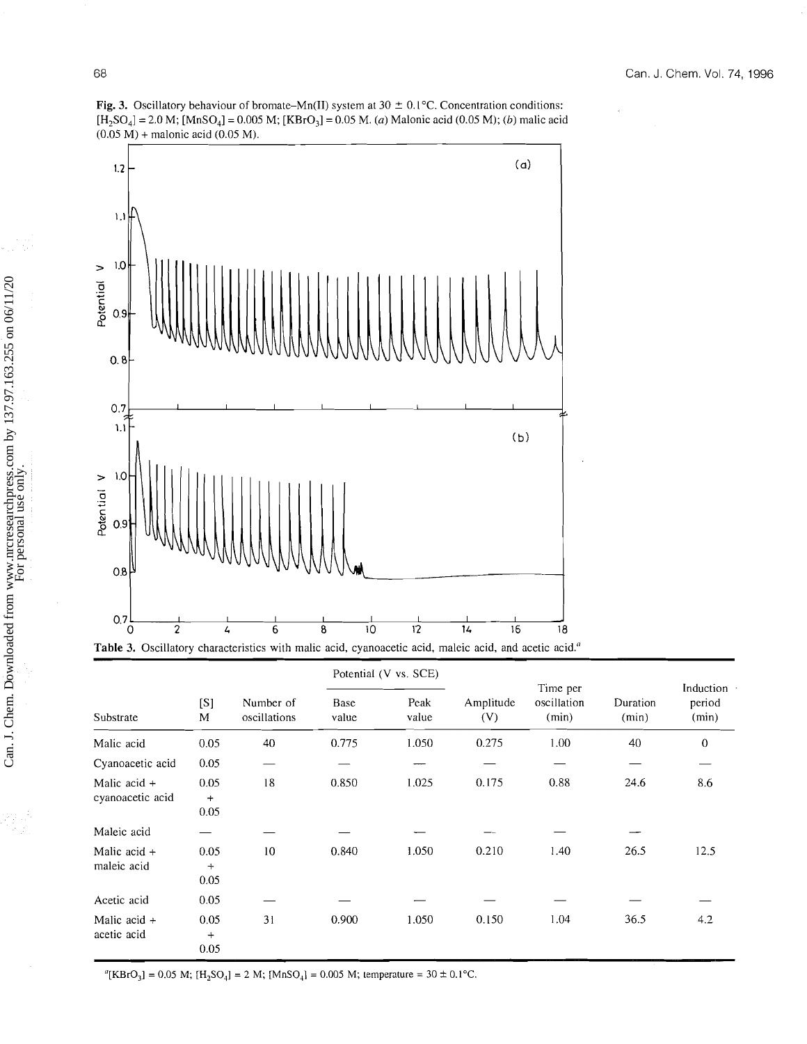**Fig. 3.** Oscillatory behaviour of bromate–Mn(II) system at 30 ± 0.1°C. Concentration conditions: $[H_2SO_4]$ = 2.0 M; $[MnSO_4]$ = 0.005 M; $[KBrO_3]$ = 0.05 M. (*a*) Malonic acid (0.05 M); (*b*) malic acid (0.05 M) + malonic acid (0.05 M).

**Table 3.** Oscillatory characteristics with malic acid, cyanoacetic acid, maleic acid, and acetic acid.[a]

| Substrate | [S] M | Number of oscillations | Potential (V vs. SCE) Base value | Potential (V vs. SCE) Peak value | Amplitude (V) | Time per oscillation (min) | Duration (min) | Induction period (min) |
|---|---|---|---|---|---|---|---|---|
| Malic acid | 0.05 | 40 | 0.775 | 1.050 | 0.275 | 1.00 | 40 | 0 |
| Cyanoacetic acid | 0.05 | — | — | — | — | — | — | — |
| Malic acid + cyanoacetic acid | 0.05 + 0.05 | 18 | 0.850 | 1.025 | 0.175 | 0.88 | 24.6 | 8.6 |
| Maleic acid | — | — | — | — | — | — | — | |
| Malic acid + maleic acid | 0.05 + 0.05 | 10 | 0.840 | 1.050 | 0.210 | 1.40 | 26.5 | 12.5 |
| Acetic acid | 0.05 | — | — | — | — | — | — | — |
| Malic acid + acetic acid | 0.05 + 0.05 | 31 | 0.900 | 1.050 | 0.150 | 1.04 | 36.5 | 4.2 |

[a] $[KBrO_3]$ = 0.05 M; $[H_2SO_4]$ = 2 M; $[MnSO_4]$ = 0.005 M; temperature = 30 ± 0.1°C.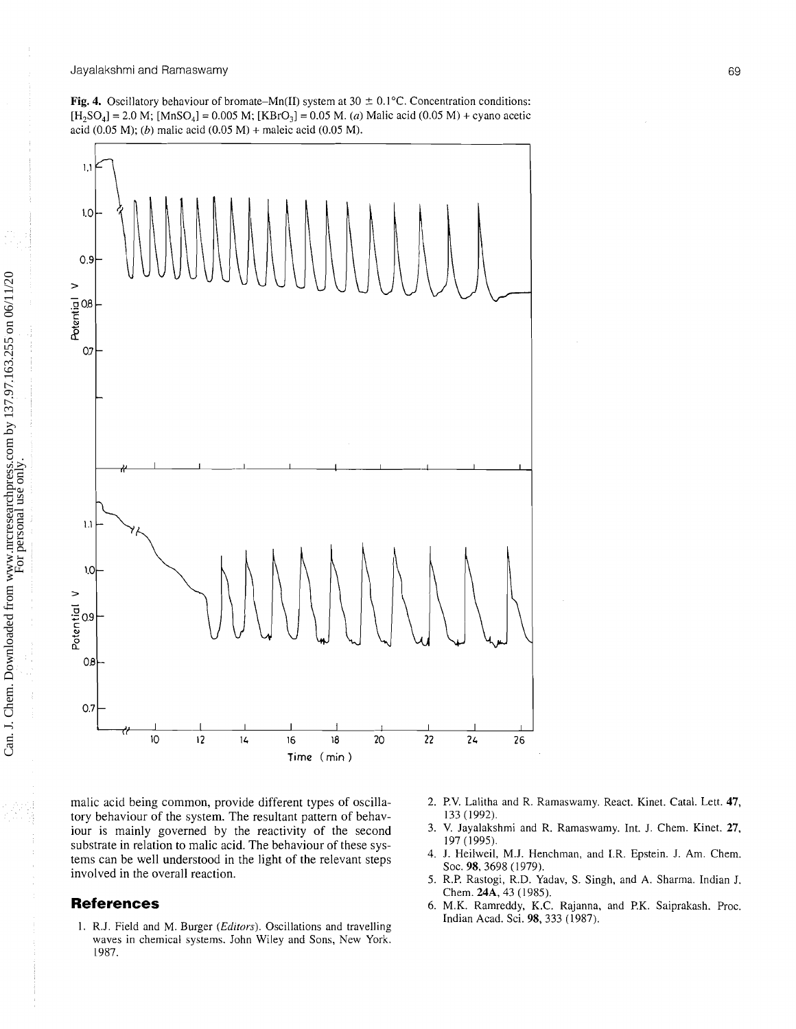**Fig. 4.** Oscillatory behaviour of bromate–Mn(II) system at 30 ± 0.1°C. Concentration conditions: $[H_2SO_4]$ = 2.0 M; $[MnSO_4]$ = 0.005 M; $[KBrO_3]$ = 0.05 M. (*a*) Malic acid (0.05 M) + cyano acetic acid (0.05 M); (*b*) malic acid (0.05 M) + maleic acid (0.05 M).

Potential V

1.1

1.0

0.9

0.8

0.7

Potential V

1.1

1.0

0.9

0.8

0.7

10 12 14 16 18 20 22 24 26

Time (min)

malic acid being common, provide different types of oscillatory behaviour of the system. The resultant pattern of behaviour is mainly governed by the reactivity of the second substrate in relation to malic acid. The behaviour of these systems can be well understood in the light of the relevant steps involved in the overall reaction.

## References

1. R.J. Field and M. Burger (*Editors*). Oscillations and travelling waves in chemical systems. John Wiley and Sons, New York. 1987.
2. P.V. Lalitha and R. Ramaswamy. React. Kinet. Catal. Lett. **47**, 133 (1992).
3. V. Jayalakshmi and R. Ramaswamy. Int. J. Chem. Kinet. **27**, 197 (1995).
4. J. Heilweil, M.J. Henchman, and I.R. Epstein. J. Am. Chem. Soc. **98**, 3698 (1979).
5. R.P. Rastogi, R.D. Yadav, S. Singh, and A. Sharma. Indian J. Chem. **24A**, 43 (1985).
6. M.K. Ramreddy, K.C. Rajanna, and P.K. Saiprakash. Proc. Indian Acad. Sci. **98**, 333 (1987).